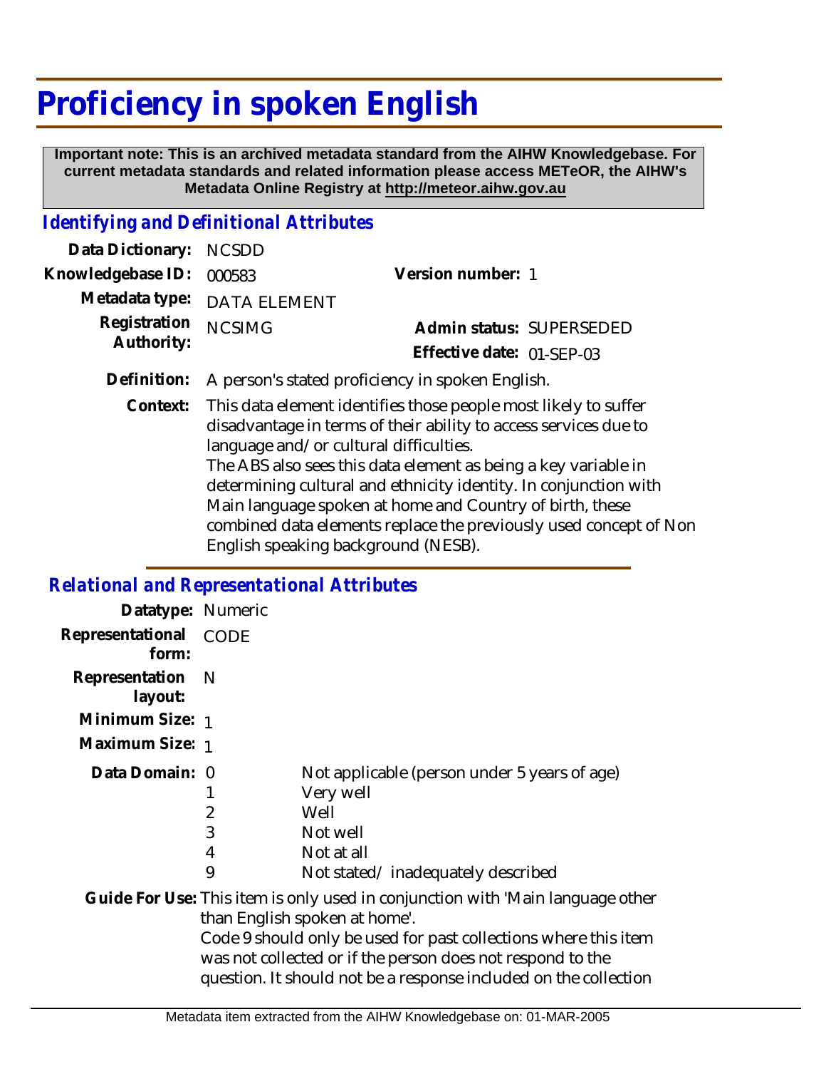# Proficiency in spoken English

**Important note: This is an archived metadata standard from the AIHW Knowledgebase. For current metadata standards and related information please access METeOR, the AIHW's Metadata Online Registry at http://meteor.aihw.gov.au**

## *Identifying and Definitional Attributes*

**Data Dictionary:** NCSDD

**Knowledgebase ID:** 000583

**Version number:** 1

**Metadata type:** DATA ELEMENT

**Registration Authority:** NCSIMG

**Admin status:** SUPERSEDED

**Effective date:** 01-SEP-03

**Definition:** A person's stated proficiency in spoken English.

**Context:** This data element identifies those people most likely to suffer disadvantage in terms of their ability to access services due to language and/or cultural difficulties.
The ABS also sees this data element as being a key variable in determining cultural and ethnicity identity. In conjunction with Main language spoken at home and Country of birth, these combined data elements replace the previously used concept of Non English speaking background (NESB).

## *Relational and Representational Attributes*

**Datatype:** Numeric

**Representational form:** CODE

**Representation layout:** N

**Minimum Size:** 1

**Maximum Size:** 1

**Data Domain:**

| Code | Description |
|---|---|
| 0 | Not applicable (person under 5 years of age) |
| 1 | Very well |
| 2 | Well |
| 3 | Not well |
| 4 | Not at all |
| 9 | Not stated/ inadequately described |

**Guide For Use:** This item is only used in conjunction with 'Main language other than English spoken at home'.
Code 9 should only be used for past collections where this item was not collected or if the person does not respond to the question. It should not be a response included on the collection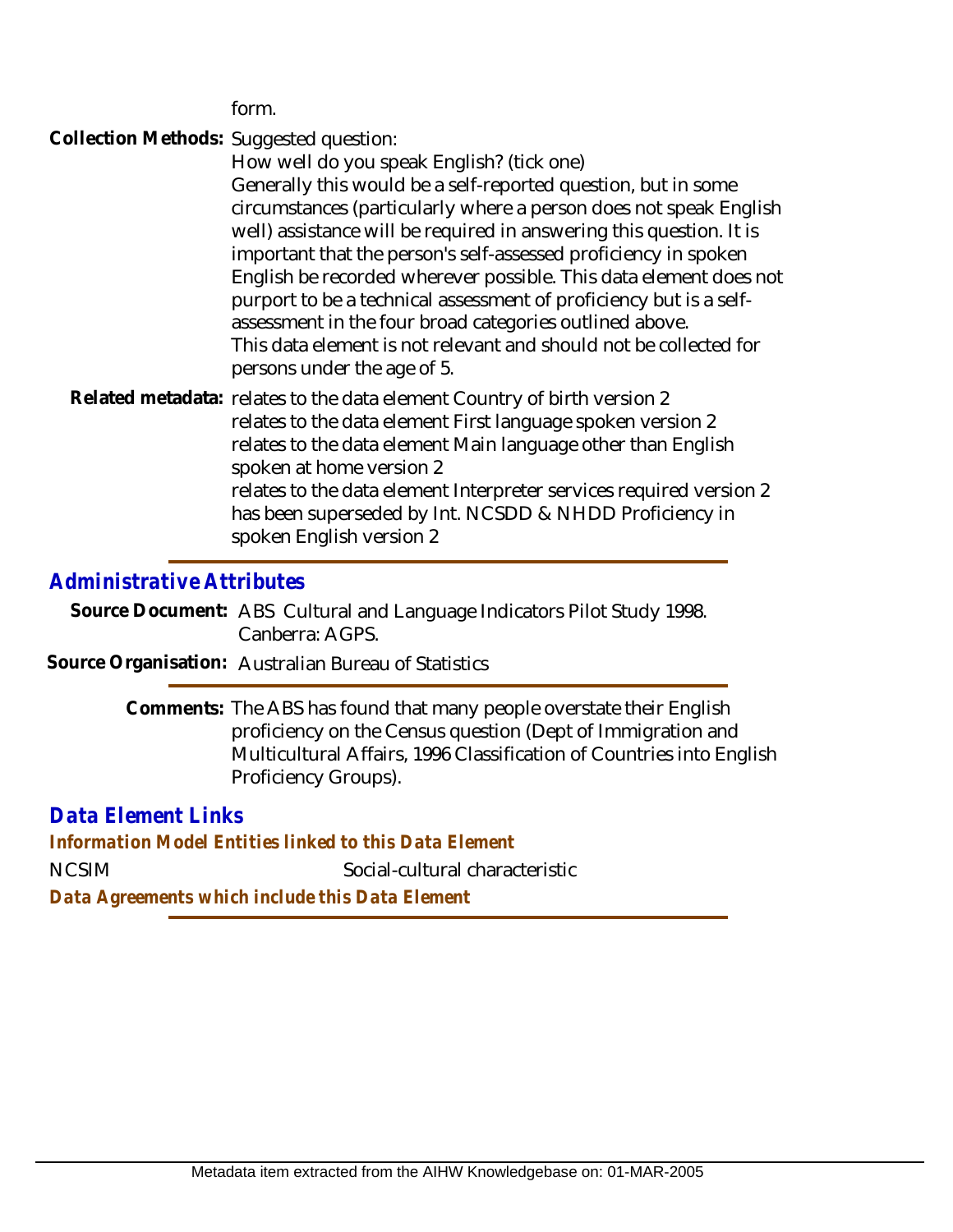form.

**Collection Methods:** Suggested question:
How well do you speak English? (tick one)
Generally this would be a self-reported question, but in some circumstances (particularly where a person does not speak English well) assistance will be required in answering this question. It is important that the person's self-assessed proficiency in spoken English be recorded wherever possible. This data element does not purport to be a technical assessment of proficiency but is a self-assessment in the four broad categories outlined above.
This data element is not relevant and should not be collected for persons under the age of 5.

**Related metadata:** relates to the data element Country of birth version 2
relates to the data element First language spoken version 2
relates to the data element Main language other than English spoken at home version 2
relates to the data element Interpreter services required version 2
has been superseded by Int. NCSDD & NHDD Proficiency in spoken English version 2

## Administrative Attributes

**Source Document:** ABS Cultural and Language Indicators Pilot Study 1998. Canberra: AGPS.

**Source Organisation:** Australian Bureau of Statistics

**Comments:** The ABS has found that many people overstate their English proficiency on the Census question (Dept of Immigration and Multicultural Affairs, 1996 Classification of Countries into English Proficiency Groups).

## Data Element Links

### Information Model Entities linked to this Data Element

NCSIM Social-cultural characteristic

### Data Agreements which include this Data Element